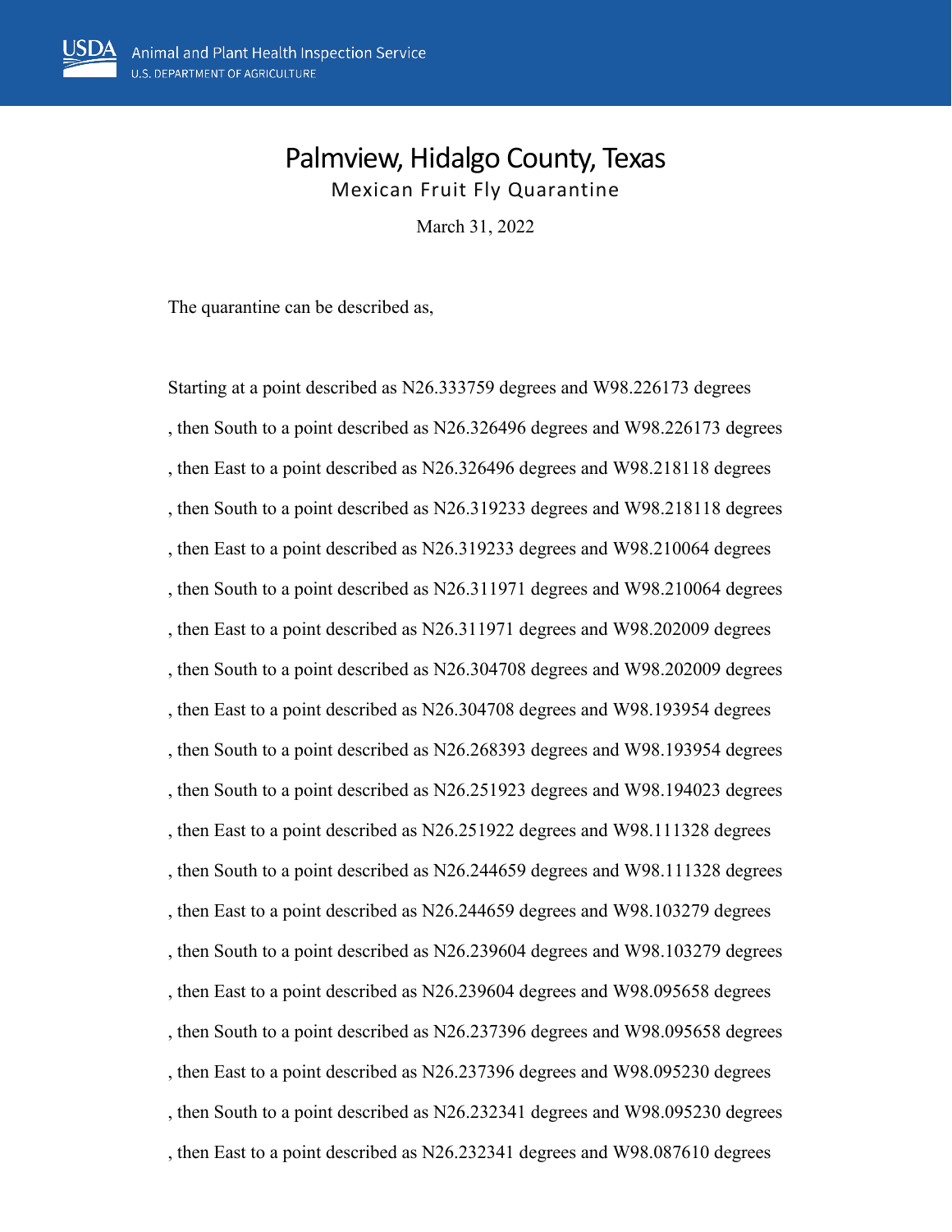USDA Animal and Plant Health Inspection Service
U.S. DEPARTMENT OF AGRICULTURE

# Palmview, Hidalgo County, Texas

## Mexican Fruit Fly Quarantine

March 31, 2022

The quarantine can be described as,

Starting at a point described as N26.333759 degrees and W98.226173 degrees

, then South to a point described as N26.326496 degrees and W98.226173 degrees

, then East to a point described as N26.326496 degrees and W98.218118 degrees

, then South to a point described as N26.319233 degrees and W98.218118 degrees

, then East to a point described as N26.319233 degrees and W98.210064 degrees

, then South to a point described as N26.311971 degrees and W98.210064 degrees

, then East to a point described as N26.311971 degrees and W98.202009 degrees

, then South to a point described as N26.304708 degrees and W98.202009 degrees

, then East to a point described as N26.304708 degrees and W98.193954 degrees

, then South to a point described as N26.268393 degrees and W98.193954 degrees

, then South to a point described as N26.251923 degrees and W98.194023 degrees

, then East to a point described as N26.251922 degrees and W98.111328 degrees

, then South to a point described as N26.244659 degrees and W98.111328 degrees

, then East to a point described as N26.244659 degrees and W98.103279 degrees

, then South to a point described as N26.239604 degrees and W98.103279 degrees

, then East to a point described as N26.239604 degrees and W98.095658 degrees

, then South to a point described as N26.237396 degrees and W98.095658 degrees

, then East to a point described as N26.237396 degrees and W98.095230 degrees

, then South to a point described as N26.232341 degrees and W98.095230 degrees

, then East to a point described as N26.232341 degrees and W98.087610 degrees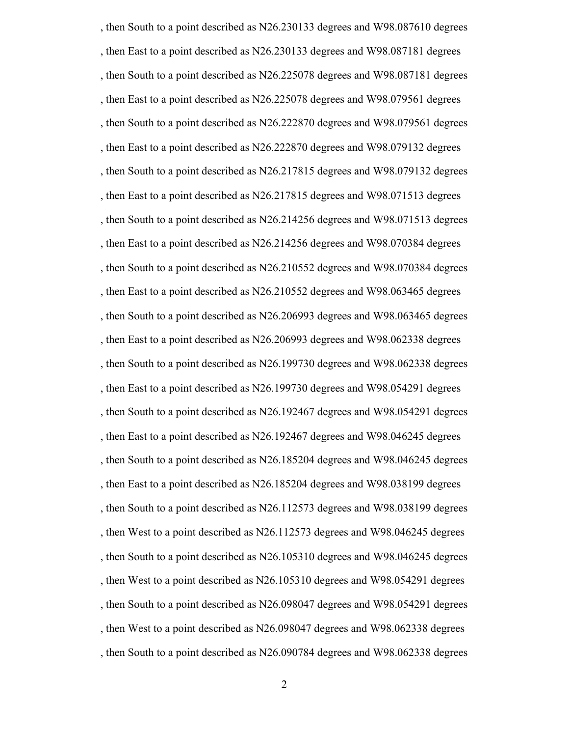, then South to a point described as N26.230133 degrees and W98.087610 degrees

, then East to a point described as N26.230133 degrees and W98.087181 degrees

, then South to a point described as N26.225078 degrees and W98.087181 degrees

, then East to a point described as N26.225078 degrees and W98.079561 degrees

, then South to a point described as N26.222870 degrees and W98.079561 degrees

, then East to a point described as N26.222870 degrees and W98.079132 degrees

, then South to a point described as N26.217815 degrees and W98.079132 degrees

, then East to a point described as N26.217815 degrees and W98.071513 degrees

, then South to a point described as N26.214256 degrees and W98.071513 degrees

, then East to a point described as N26.214256 degrees and W98.070384 degrees

, then South to a point described as N26.210552 degrees and W98.070384 degrees

, then East to a point described as N26.210552 degrees and W98.063465 degrees

, then South to a point described as N26.206993 degrees and W98.063465 degrees

, then East to a point described as N26.206993 degrees and W98.062338 degrees

, then South to a point described as N26.199730 degrees and W98.062338 degrees

, then East to a point described as N26.199730 degrees and W98.054291 degrees

, then South to a point described as N26.192467 degrees and W98.054291 degrees

, then East to a point described as N26.192467 degrees and W98.046245 degrees

, then South to a point described as N26.185204 degrees and W98.046245 degrees

, then East to a point described as N26.185204 degrees and W98.038199 degrees

, then South to a point described as N26.112573 degrees and W98.038199 degrees

, then West to a point described as N26.112573 degrees and W98.046245 degrees

, then South to a point described as N26.105310 degrees and W98.046245 degrees

, then West to a point described as N26.105310 degrees and W98.054291 degrees

, then South to a point described as N26.098047 degrees and W98.054291 degrees

, then West to a point described as N26.098047 degrees and W98.062338 degrees

, then South to a point described as N26.090784 degrees and W98.062338 degrees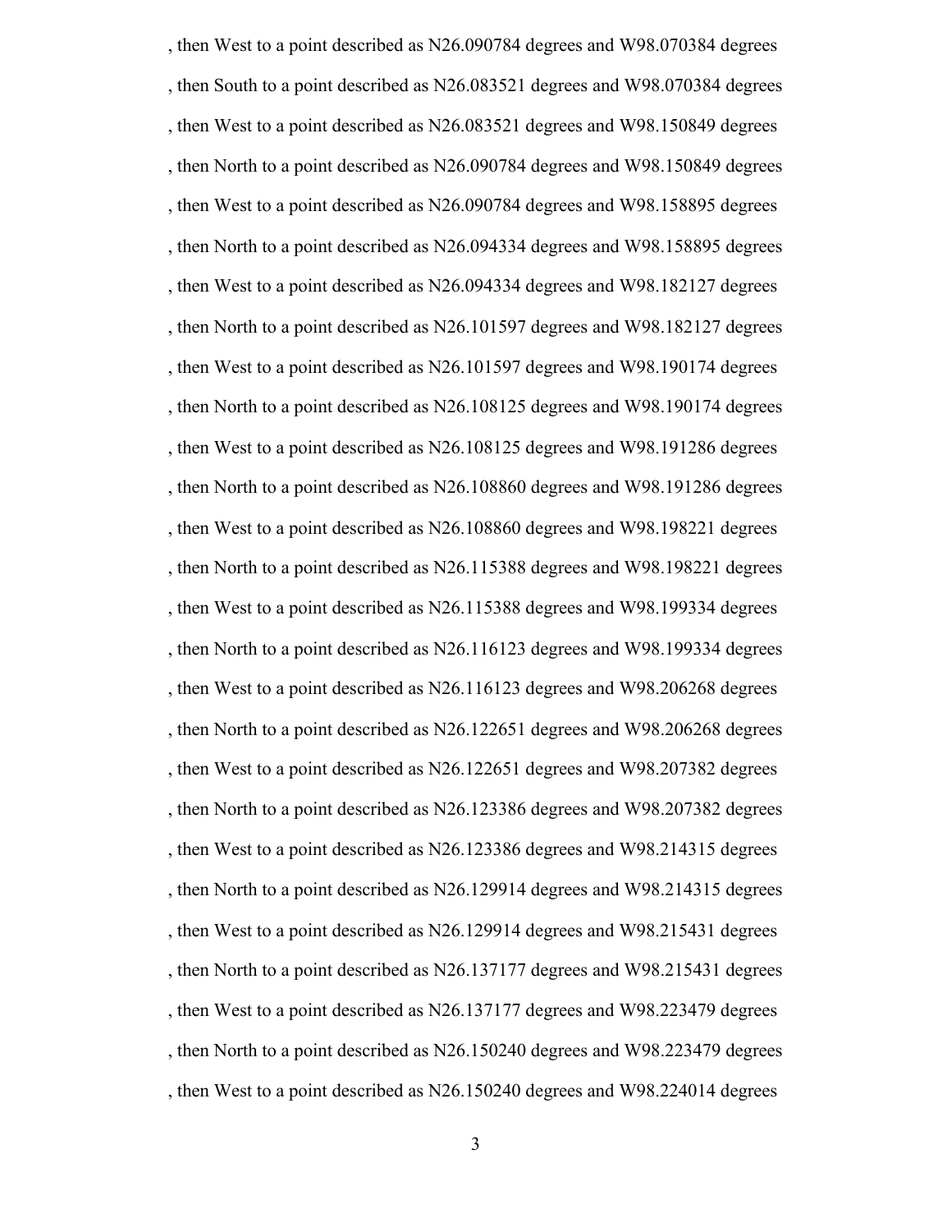, then West to a point described as N26.090784 degrees and W98.070384 degrees

, then South to a point described as N26.083521 degrees and W98.070384 degrees

, then West to a point described as N26.083521 degrees and W98.150849 degrees

, then North to a point described as N26.090784 degrees and W98.150849 degrees

, then West to a point described as N26.090784 degrees and W98.158895 degrees

, then North to a point described as N26.094334 degrees and W98.158895 degrees

, then West to a point described as N26.094334 degrees and W98.182127 degrees

, then North to a point described as N26.101597 degrees and W98.182127 degrees

, then West to a point described as N26.101597 degrees and W98.190174 degrees

, then North to a point described as N26.108125 degrees and W98.190174 degrees

, then West to a point described as N26.108125 degrees and W98.191286 degrees

, then North to a point described as N26.108860 degrees and W98.191286 degrees

, then West to a point described as N26.108860 degrees and W98.198221 degrees

, then North to a point described as N26.115388 degrees and W98.198221 degrees

, then West to a point described as N26.115388 degrees and W98.199334 degrees

, then North to a point described as N26.116123 degrees and W98.199334 degrees

, then West to a point described as N26.116123 degrees and W98.206268 degrees

, then North to a point described as N26.122651 degrees and W98.206268 degrees

, then West to a point described as N26.122651 degrees and W98.207382 degrees

, then North to a point described as N26.123386 degrees and W98.207382 degrees

, then West to a point described as N26.123386 degrees and W98.214315 degrees

, then North to a point described as N26.129914 degrees and W98.214315 degrees

, then West to a point described as N26.129914 degrees and W98.215431 degrees

, then North to a point described as N26.137177 degrees and W98.215431 degrees

, then West to a point described as N26.137177 degrees and W98.223479 degrees

, then North to a point described as N26.150240 degrees and W98.223479 degrees

, then West to a point described as N26.150240 degrees and W98.224014 degrees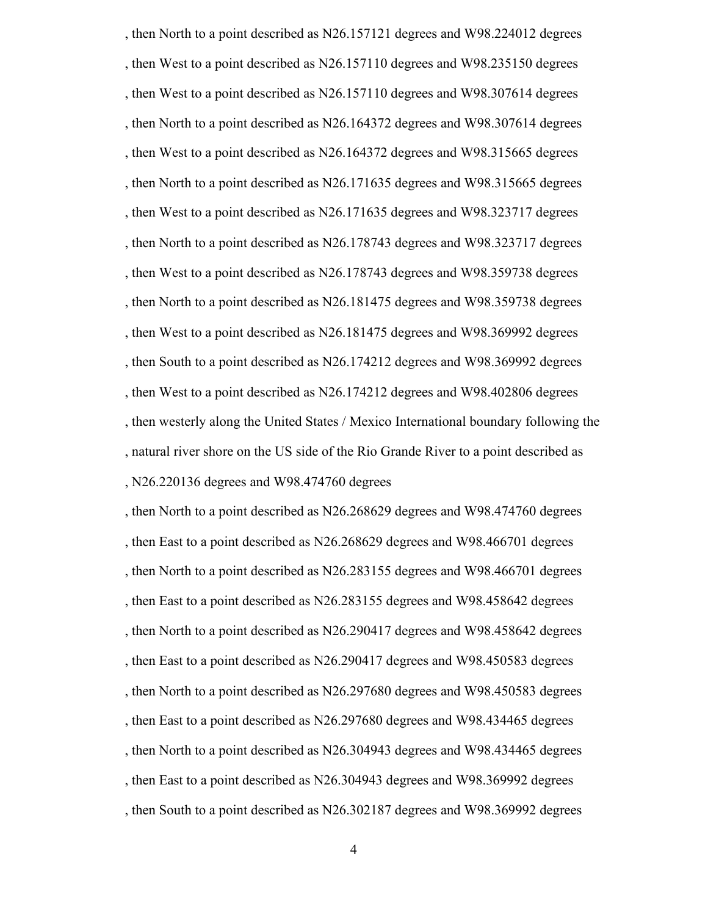, then North to a point described as N26.157121 degrees and W98.224012 degrees

, then West to a point described as N26.157110 degrees and W98.235150 degrees

, then West to a point described as N26.157110 degrees and W98.307614 degrees

, then North to a point described as N26.164372 degrees and W98.307614 degrees

, then West to a point described as N26.164372 degrees and W98.315665 degrees

, then North to a point described as N26.171635 degrees and W98.315665 degrees

, then West to a point described as N26.171635 degrees and W98.323717 degrees

, then North to a point described as N26.178743 degrees and W98.323717 degrees

, then West to a point described as N26.178743 degrees and W98.359738 degrees

, then North to a point described as N26.181475 degrees and W98.359738 degrees

, then West to a point described as N26.181475 degrees and W98.369992 degrees

, then South to a point described as N26.174212 degrees and W98.369992 degrees

, then West to a point described as N26.174212 degrees and W98.402806 degrees

, then westerly along the United States / Mexico International boundary following the

, natural river shore on the US side of the Rio Grande River to a point described as

, N26.220136 degrees and W98.474760 degrees

, then North to a point described as N26.268629 degrees and W98.474760 degrees

, then East to a point described as N26.268629 degrees and W98.466701 degrees

, then North to a point described as N26.283155 degrees and W98.466701 degrees

, then East to a point described as N26.283155 degrees and W98.458642 degrees

, then North to a point described as N26.290417 degrees and W98.458642 degrees

, then East to a point described as N26.290417 degrees and W98.450583 degrees

, then North to a point described as N26.297680 degrees and W98.450583 degrees

, then East to a point described as N26.297680 degrees and W98.434465 degrees

, then North to a point described as N26.304943 degrees and W98.434465 degrees

, then East to a point described as N26.304943 degrees and W98.369992 degrees

, then South to a point described as N26.302187 degrees and W98.369992 degrees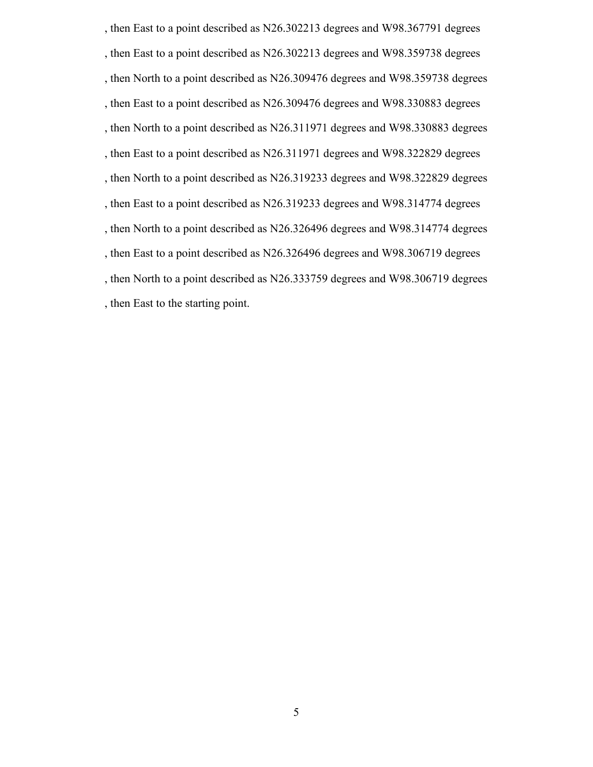, then East to a point described as N26.302213 degrees and W98.367791 degrees

, then East to a point described as N26.302213 degrees and W98.359738 degrees

, then North to a point described as N26.309476 degrees and W98.359738 degrees

, then East to a point described as N26.309476 degrees and W98.330883 degrees

, then North to a point described as N26.311971 degrees and W98.330883 degrees

, then East to a point described as N26.311971 degrees and W98.322829 degrees

, then North to a point described as N26.319233 degrees and W98.322829 degrees

, then East to a point described as N26.319233 degrees and W98.314774 degrees

, then North to a point described as N26.326496 degrees and W98.314774 degrees

, then East to a point described as N26.326496 degrees and W98.306719 degrees

, then North to a point described as N26.333759 degrees and W98.306719 degrees

, then East to the starting point.